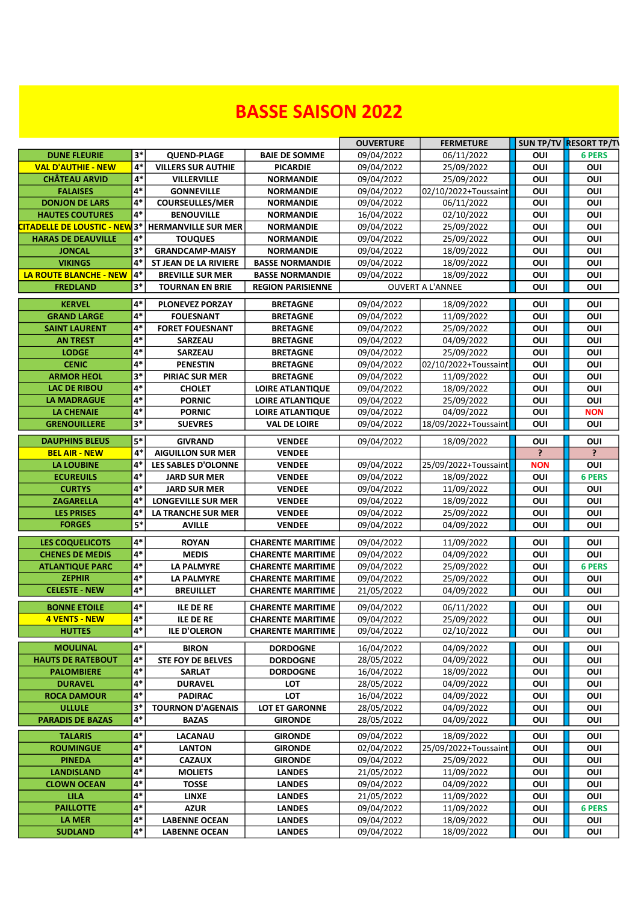# BASSE SAISON 2022

| | | | | OUVERTURE | FERMETURE | SUN TP/TV | RESORT TP/TV |
|---|---|---|---|---|---|---|---|
| DUNE FLEURIE | 3* | QUEND-PLAGE | BAIE DE SOMME | 09/04/2022 | 06/11/2022 | OUI | 6 PERS |
| VAL D'AUTHIE - NEW | 4* | VILLERS SUR AUTHIE | PICARDIE | 09/04/2022 | 25/09/2022 | OUI | OUI |
| CHÂTEAU ARVID | 4* | VILLERVILLE | NORMANDIE | 09/04/2022 | 25/09/2022 | OUI | OUI |
| FALAISES | 4* | GONNEVILLE | NORMANDIE | 09/04/2022 | 02/10/2022+Toussaint | OUI | OUI |
| DONJON DE LARS | 4* | COURSEULLES/MER | NORMANDIE | 09/04/2022 | 06/11/2022 | OUI | OUI |
| HAUTES COUTURES | 4* | BENOUVILLE | NORMANDIE | 16/04/2022 | 02/10/2022 | OUI | OUI |
| CITADELLE DE LOUSTIC - NEW | 3* | HERMANVILLE SUR MER | NORMANDIE | 09/04/2022 | 25/09/2022 | OUI | OUI |
| HARAS DE DEAUVILLE | 4* | TOUQUES | NORMANDIE | 09/04/2022 | 25/09/2022 | OUI | OUI |
| JONCAL | 3* | GRANDCAMP-MAISY | NORMANDIE | 09/04/2022 | 18/09/2022 | OUI | OUI |
| VIKINGS | 4* | ST JEAN DE LA RIVIERE | BASSE NORMANDIE | 09/04/2022 | 18/09/2022 | OUI | OUI |
| LA ROUTE BLANCHE - NEW | 4* | BREVILLE SUR MER | BASSE NORMANDIE | 09/04/2022 | 18/09/2022 | OUI | OUI |
| FREDLAND | 3* | TOURNAN EN BRIE | REGION PARISIENNE | OUVERT A L'ANNEE | | OUI | OUI |
| KERVEL | 4* | PLONEVEZ PORZAY | BRETAGNE | 09/04/2022 | 18/09/2022 | OUI | OUI |
| GRAND LARGE | 4* | FOUESNANT | BRETAGNE | 09/04/2022 | 11/09/2022 | OUI | OUI |
| SAINT LAURENT | 4* | FORET FOUESNANT | BRETAGNE | 09/04/2022 | 25/09/2022 | OUI | OUI |
| AN TREST | 4* | SARZEAU | BRETAGNE | 09/04/2022 | 04/09/2022 | OUI | OUI |
| LODGE | 4* | SARZEAU | BRETAGNE | 09/04/2022 | 25/09/2022 | OUI | OUI |
| CENIC | 4* | PENESTIN | BRETAGNE | 09/04/2022 | 02/10/2022+Toussaint | OUI | OUI |
| ARMOR HEOL | 3* | PIRIAC SUR MER | BRETAGNE | 09/04/2022 | 11/09/2022 | OUI | OUI |
| LAC DE RIBOU | 4* | CHOLET | LOIRE ATLANTIQUE | 09/04/2022 | 18/09/2022 | OUI | OUI |
| LA MADRAGUE | 4* | PORNIC | LOIRE ATLANTIQUE | 09/04/2022 | 25/09/2022 | OUI | OUI |
| LA CHENAIE | 4* | PORNIC | LOIRE ATLANTIQUE | 09/04/2022 | 04/09/2022 | OUI | NON |
| GRENOUILLERE | 3* | SUEVRES | VAL DE LOIRE | 09/04/2022 | 18/09/2022+Toussaint | OUI | OUI |
| DAUPHINS BLEUS | 5* | GIVRAND | VENDEE | 09/04/2022 | 18/09/2022 | OUI | OUI |
| BEL AIR - NEW | 4* | AIGUILLON SUR MER | VENDEE | | | ? | ? |
| LA LOUBINE | 4* | LES SABLES D'OLONNE | VENDEE | 09/04/2022 | 25/09/2022+Toussaint | NON | OUI |
| ECUREUILS | 4* | JARD SUR MER | VENDEE | 09/04/2022 | 18/09/2022 | OUI | 6 PERS |
| CURTYS | 4* | JARD SUR MER | VENDEE | 09/04/2022 | 11/09/2022 | OUI | OUI |
| ZAGARELLA | 4* | LONGEVILLE SUR MER | VENDEE | 09/04/2022 | 18/09/2022 | OUI | OUI |
| LES PRISES | 4* | LA TRANCHE SUR MER | VENDEE | 09/04/2022 | 25/09/2022 | OUI | OUI |
| FORGES | 5* | AVILLE | VENDEE | 09/04/2022 | 04/09/2022 | OUI | OUI |
| LES COQUELICOTS | 4* | ROYAN | CHARENTE MARITIME | 09/04/2022 | 11/09/2022 | OUI | OUI |
| CHENES DE MEDIS | 4* | MEDIS | CHARENTE MARITIME | 09/04/2022 | 04/09/2022 | OUI | OUI |
| ATLANTIQUE PARC | 4* | LA PALMYRE | CHARENTE MARITIME | 09/04/2022 | 25/09/2022 | OUI | 6 PERS |
| ZEPHIR | 4* | LA PALMYRE | CHARENTE MARITIME | 09/04/2022 | 25/09/2022 | OUI | OUI |
| CELESTE - NEW | 4* | BREUILLET | CHARENTE MARITIME | 21/05/2022 | 04/09/2022 | OUI | OUI |
| BONNE ETOILE | 4* | ILE DE RE | CHARENTE MARITIME | 09/04/2022 | 06/11/2022 | OUI | OUI |
| 4 VENTS - NEW | 4* | ILE DE RE | CHARENTE MARITIME | 09/04/2022 | 25/09/2022 | OUI | OUI |
| HUTTES | 4* | ILE D'OLERON | CHARENTE MARITIME | 09/04/2022 | 02/10/2022 | OUI | OUI |
| MOULINAL | 4* | BIRON | DORDOGNE | 16/04/2022 | 04/09/2022 | OUI | OUI |
| HAUTS DE RATEBOUT | 4* | STE FOY DE BELVES | DORDOGNE | 28/05/2022 | 04/09/2022 | OUI | OUI |
| PALOMBIERE | 4* | SARLAT | DORDOGNE | 16/04/2022 | 18/09/2022 | OUI | OUI |
| DURAVEL | 4* | DURAVEL | LOT | 28/05/2022 | 04/09/2022 | OUI | OUI |
| ROCA DAMOUR | 4* | PADIRAC | LOT | 16/04/2022 | 04/09/2022 | OUI | OUI |
| ULLULE | 3* | TOURNON D'AGENAIS | LOT ET GARONNE | 28/05/2022 | 04/09/2022 | OUI | OUI |
| PARADIS DE BAZAS | 4* | BAZAS | GIRONDE | 28/05/2022 | 04/09/2022 | OUI | OUI |
| TALARIS | 4* | LACANAU | GIRONDE | 09/04/2022 | 18/09/2022 | OUI | OUI |
| ROUMINGUE | 4* | LANTON | GIRONDE | 02/04/2022 | 25/09/2022+Toussaint | OUI | OUI |
| PINEDA | 4* | CAZAUX | GIRONDE | 09/04/2022 | 25/09/2022 | OUI | OUI |
| LANDISLAND | 4* | MOLIETS | LANDES | 21/05/2022 | 11/09/2022 | OUI | OUI |
| CLOWN OCEAN | 4* | TOSSE | LANDES | 09/04/2022 | 04/09/2022 | OUI | OUI |
| LILA | 4* | LINXE | LANDES | 21/05/2022 | 11/09/2022 | OUI | OUI |
| PAILLOTTE | 4* | AZUR | LANDES | 09/04/2022 | 11/09/2022 | OUI | 6 PERS |
| LA MER | 4* | LABENNE OCEAN | LANDES | 09/04/2022 | 18/09/2022 | OUI | OUI |
| SUDLAND | 4* | LABENNE OCEAN | LANDES | 09/04/2022 | 18/09/2022 | OUI | OUI |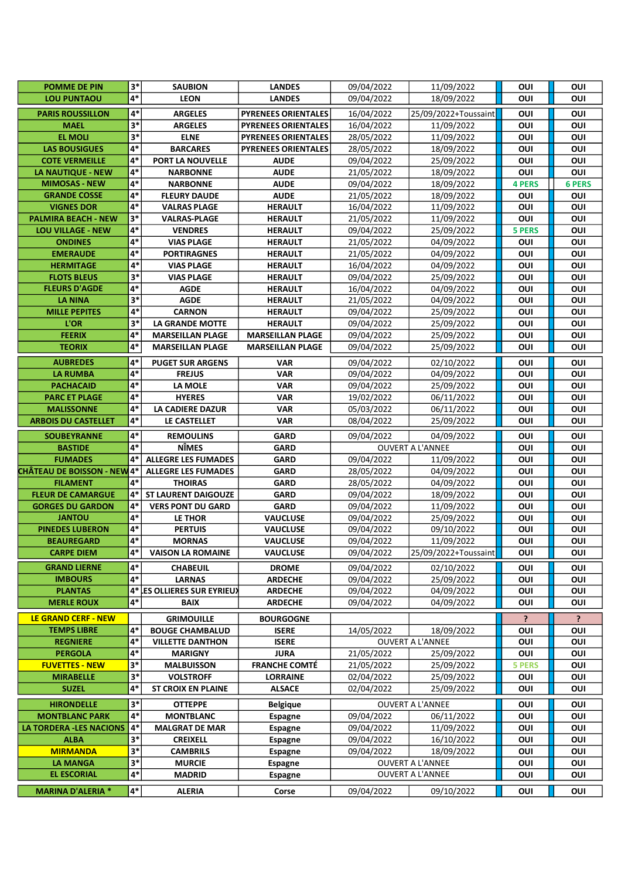| | | | | | | | |
|---|---|---|---|---|---|---|---|
| POMME DE PIN | 3* | SAUBION | LANDES | 09/04/2022 | 11/09/2022 | OUI | OUI |
| LOU PUNTAOU | 4* | LEON | LANDES | 09/04/2022 | 18/09/2022 | OUI | OUI |
| PARIS ROUSSILLON | 4* | ARGELES | PYRENEES ORIENTALES | 16/04/2022 | 25/09/2022+Toussaint | OUI | OUI |
| MAEL | 3* | ARGELES | PYRENEES ORIENTALES | 16/04/2022 | 11/09/2022 | OUI | OUI |
| EL MOLI | 3* | ELNE | PYRENEES ORIENTALES | 28/05/2022 | 11/09/2022 | OUI | OUI |
| LAS BOUSIGUES | 4* | BARCARES | PYRENEES ORIENTALES | 28/05/2022 | 18/09/2022 | OUI | OUI |
| COTE VERMEILLE | 4* | PORT LA NOUVELLE | AUDE | 09/04/2022 | 25/09/2022 | OUI | OUI |
| LA NAUTIQUE - NEW | 4* | NARBONNE | AUDE | 21/05/2022 | 18/09/2022 | OUI | OUI |
| MIMOSAS - NEW | 4* | NARBONNE | AUDE | 09/04/2022 | 18/09/2022 | 4 PERS | 6 PERS |
| GRANDE COSSE | 4* | FLEURY DAUDE | AUDE | 21/05/2022 | 18/09/2022 | OUI | OUI |
| VIGNES DOR | 4* | VALRAS PLAGE | HERAULT | 16/04/2022 | 11/09/2022 | OUI | OUI |
| PALMIRA BEACH - NEW | 3* | VALRAS-PLAGE | HERAULT | 21/05/2022 | 11/09/2022 | OUI | OUI |
| LOU VILLAGE - NEW | 4* | VENDRES | HERAULT | 09/04/2022 | 25/09/2022 | 5 PERS | OUI |
| ONDINES | 4* | VIAS PLAGE | HERAULT | 21/05/2022 | 04/09/2022 | OUI | OUI |
| EMERAUDE | 4* | PORTIRAGNES | HERAULT | 21/05/2022 | 04/09/2022 | OUI | OUI |
| HERMITAGE | 4* | VIAS PLAGE | HERAULT | 16/04/2022 | 04/09/2022 | OUI | OUI |
| FLOTS BLEUS | 3* | VIAS PLAGE | HERAULT | 09/04/2022 | 25/09/2022 | OUI | OUI |
| FLEURS D'AGDE | 4* | AGDE | HERAULT | 16/04/2022 | 04/09/2022 | OUI | OUI |
| LA NINA | 3* | AGDE | HERAULT | 21/05/2022 | 04/09/2022 | OUI | OUI |
| MILLE PEPITES | 4* | CARNON | HERAULT | 09/04/2022 | 25/09/2022 | OUI | OUI |
| L'OR | 3* | LA GRANDE MOTTE | HERAULT | 09/04/2022 | 25/09/2022 | OUI | OUI |
| FEERIX | 4* | MARSEILLAN PLAGE | MARSEILLAN PLAGE | 09/04/2022 | 25/09/2022 | OUI | OUI |
| TEORIX | 4* | MARSEILLAN PLAGE | MARSEILLAN PLAGE | 09/04/2022 | 25/09/2022 | OUI | OUI |
| AUBREDES | 4* | PUGET SUR ARGENS | VAR | 09/04/2022 | 02/10/2022 | OUI | OUI |
| LA RUMBA | 4* | FREJUS | VAR | 09/04/2022 | 04/09/2022 | OUI | OUI |
| PACHACAID | 4* | LA MOLE | VAR | 09/04/2022 | 25/09/2022 | OUI | OUI |
| PARC ET PLAGE | 4* | HYERES | VAR | 19/02/2022 | 06/11/2022 | OUI | OUI |
| MALISSONNE | 4* | LA CADIERE DAZUR | VAR | 05/03/2022 | 06/11/2022 | OUI | OUI |
| ARBOIS DU CASTELLET | 4* | LE CASTELLET | VAR | 08/04/2022 | 25/09/2022 | OUI | OUI |
| SOUBEYRANNE | 4* | REMOULINS | GARD | 09/04/2022 | 04/09/2022 | OUI | OUI |
| BASTIDE | 4* | NÎMES | GARD | OUVERT A L'ANNEE | | OUI | OUI |
| FUMADES | 4* | ALLEGRE LES FUMADES | GARD | 09/04/2022 | 11/09/2022 | OUI | OUI |
| CHÂTEAU DE BOISSON - NEW | 4* | ALLEGRE LES FUMADES | GARD | 28/05/2022 | 04/09/2022 | OUI | OUI |
| FILAMENT | 4* | THOIRAS | GARD | 28/05/2022 | 04/09/2022 | OUI | OUI |
| FLEUR DE CAMARGUE | 4* | ST LAURENT DAIGOUZE | GARD | 09/04/2022 | 18/09/2022 | OUI | OUI |
| GORGES DU GARDON | 4* | VERS PONT DU GARD | GARD | 09/04/2022 | 11/09/2022 | OUI | OUI |
| JANTOU | 4* | LE THOR | VAUCLUSE | 09/04/2022 | 25/09/2022 | OUI | OUI |
| PINEDES LUBERON | 4* | PERTUIS | VAUCLUSE | 09/04/2022 | 09/10/2022 | OUI | OUI |
| BEAUREGARD | 4* | MORNAS | VAUCLUSE | 09/04/2022 | 11/09/2022 | OUI | OUI |
| CARPE DIEM | 4* | VAISON LA ROMAINE | VAUCLUSE | 09/04/2022 | 25/09/2022+Toussaint | OUI | OUI |
| GRAND LIERNE | 4* | CHABEUIL | DROME | 09/04/2022 | 02/10/2022 | OUI | OUI |
| IMBOURS | 4* | LARNAS | ARDECHE | 09/04/2022 | 25/09/2022 | OUI | OUI |
| PLANTAS | 4* | LES OLLIERES SUR EYRIEUX | ARDECHE | 09/04/2022 | 04/09/2022 | OUI | OUI |
| MERLE ROUX | 4* | BAIX | ARDECHE | 09/04/2022 | 04/09/2022 | OUI | OUI |
| LE GRAND CERF - NEW | | GRIMOUILLE | BOURGOGNE | | | ? | ? |
| TEMPS LIBRE | 4* | BOUGE CHAMBALUD | ISERE | 14/05/2022 | 18/09/2022 | OUI | OUI |
| REGNIERE | 4* | VILLETTE DANTHON | ISERE | OUVERT A L'ANNEE | | OUI | OUI |
| PERGOLA | 4* | MARIGNY | JURA | 21/05/2022 | 25/09/2022 | OUI | OUI |
| FUVETTES - NEW | 3* | MALBUISSON | FRANCHE COMTÉ | 21/05/2022 | 25/09/2022 | 5 PERS | OUI |
| MIRABELLE | 3* | VOLSTROFF | LORRAINE | 02/04/2022 | 25/09/2022 | OUI | OUI |
| SUZEL | 4* | ST CROIX EN PLAINE | ALSACE | 02/04/2022 | 25/09/2022 | OUI | OUI |
| HIRONDELLE | 3* | OTTEPPE | Belgique | OUVERT A L'ANNEE | | OUI | OUI |
| MONTBLANC PARK | 4* | MONTBLANC | Espagne | 09/04/2022 | 06/11/2022 | OUI | OUI |
| LA TORDERA -LES NACIONS | 4* | MALGRAT DE MAR | Espagne | 09/04/2022 | 11/09/2022 | OUI | OUI |
| ALBA | 3* | CREIXELL | Espagne | 09/04/2022 | 16/10/2022 | OUI | OUI |
| MIRMANDA | 3* | CAMBRILS | Espagne | 09/04/2022 | 18/09/2022 | OUI | OUI |
| LA MANGA | 3* | MURCIE | Espagne | OUVERT A L'ANNEE | | OUI | OUI |
| EL ESCORIAL | 4* | MADRID | Espagne | OUVERT A L'ANNEE | | OUI | OUI |
| MARINA D'ALERIA * | 4* | ALERIA | Corse | 09/04/2022 | 09/10/2022 | OUI | OUI |